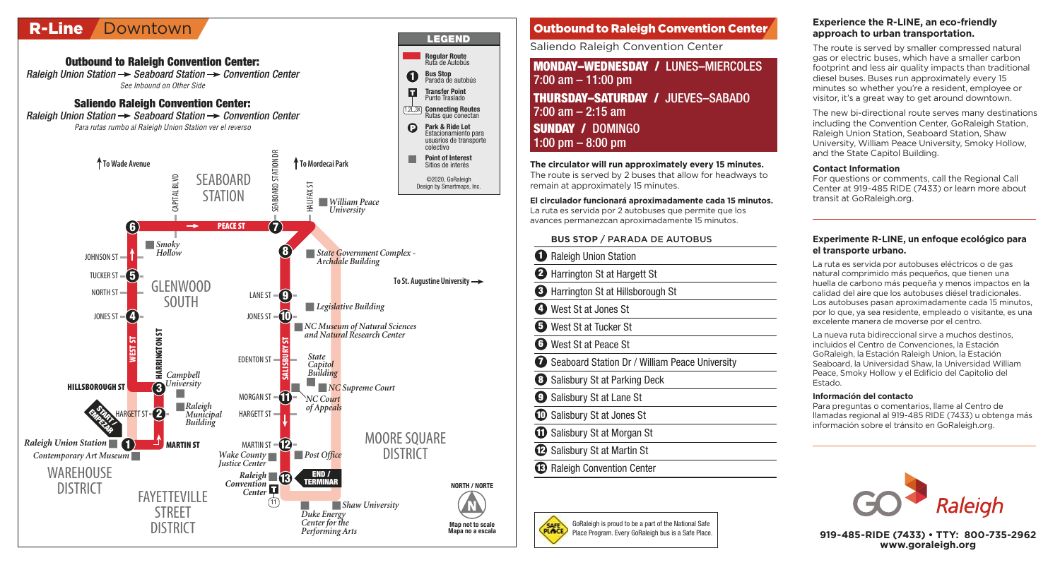# R-Line Downtown

## Outbound to Raleigh Convention Center:

*Raleigh Union Station → Seaboard Station → Convention Center*

*See Inbound on Other Side*

## Saliendo Raleigh Convention Center:

*Raleigh Union Station → Seaboard Station → Convention Center*

*Para rutas rumbo al Raleigh Union Station ver el reverso*

### LEGEND

- Regular Route / Ruta de Autobús
- Bus Stop / Parada de autobús
- Transfer Point / Punto Traslado
- Connecting Routes / Rutas que conectan
- Park & Ride Lot / Estacionamiento para usuarios de transporte colectivo
- Point of Interest / Sitios de interés

©2020, GoRaleigh
Design by Smartmaps, Inc.

Map not to scale / Mapa no a escala

## Outbound to Raleigh Convention Center

Saliendo Raleigh Convention Center

**MONDAY–WEDNESDAY / LUNES–MIERCOLES**
7:00 am – 11:00 pm

**THURSDAY–SATURDAY / JUEVES–SABADO**
7:00 am – 2:15 am

**SUNDAY / DOMINGO**
1:00 pm – 8:00 pm

**The circulator will run approximately every 15 minutes.** The route is served by 2 buses that allow for headways to remain at approximately 15 minutes.

**El circulador funcionará aproximadamente cada 15 minutos.** La ruta es servida por 2 autobuses que permite que los avances permanezcan aproximadamente 15 minutos.

| BUS STOP / PARADA DE AUTOBUS |
|---|
| 1 Raleigh Union Station |
| 2 Harrington St at Hargett St |
| 3 Harrington St at Hillsborough St |
| 4 West St at Jones St |
| 5 West St at Tucker St |
| 6 West St at Peace St |
| 7 Seaboard Station Dr / William Peace University |
| 8 Salisbury St at Parking Deck |
| 9 Salisbury St at Lane St |
| 10 Salisbury St at Jones St |
| 11 Salisbury St at Morgan St |
| 12 Salisbury St at Martin St |
| 13 Raleigh Convention Center |

GoRaleigh is proud to be a part of the National Safe Place Program. Every GoRaleigh bus is a Safe Place.

### Experience the R-LINE, an eco-friendly approach to urban transportation.

The route is served by smaller compressed natural gas or electric buses, which have a smaller carbon footprint and less air quality impacts than traditional diesel buses. Buses run approximately every 15 minutes so whether you're a resident, employee or visitor, it's a great way to get around downtown.

The new bi-directional route serves many destinations including the Convention Center, GoRaleigh Station, Raleigh Union Station, Seaboard Station, Shaw University, William Peace University, Smoky Hollow, and the State Capitol Building.

**Contact Information**

For questions or comments, call the Regional Call Center at 919-485 RIDE (7433) or learn more about transit at GoRaleigh.org.

### Experimente R-LINE, un enfoque ecológico para el transporte urbano.

La ruta es servida por autobuses eléctricos o de gas natural comprimido más pequeños, que tienen una huella de carbono más pequeña y menos impactos en la calidad del aire que los autobuses diésel tradicionales. Los autobuses pasan aproximadamente cada 15 minutos, por lo que, ya sea residente, empleado o visitante, es una excelente manera de moverse por el centro.

La nueva ruta bidireccional sirve a muchos destinos, incluidos el Centro de Convenciones, la Estación GoRaleigh, la Estación Raleigh Union, la Estación Seaboard, la Universidad Shaw, la Universidad William Peace, Smoky Hollow y el Edificio del Capitolio del Estado.

**Información del contacto**

Para preguntas o comentarios, llame al Centro de llamadas regional al 919-485 RIDE (7433) u obtenga más información sobre el tránsito en GoRaleigh.org.

GO Raleigh

**919-485-RIDE (7433) • TTY: 800-735-2962**
**www.goraleigh.org**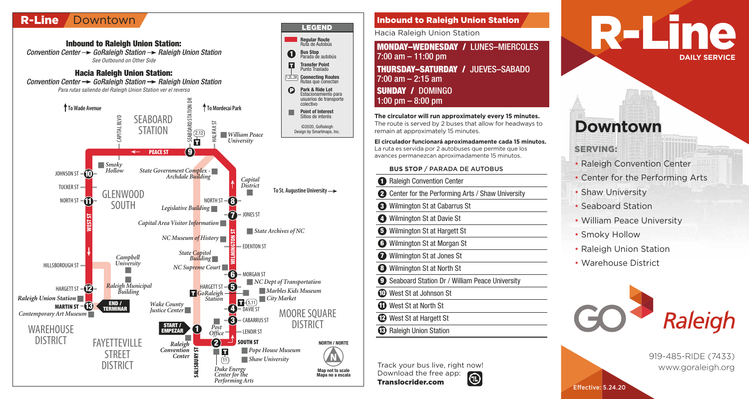# R-Line Downtown

## Inbound to Raleigh Union Station:

*Convention Center → GoRaleigh Station → Raleigh Union Station*

*See Outbound on Other Side*

## Hacia Raleigh Union Station:

*Convention Center → GoRaleigh Station → Raleigh Union Station*

*Para rutas saliendo del Raleigh Union Station ver el reverso*

### LEGEND

- Regular Route / Ruta de Autobús
- Bus Stop / Parada de autobús
- Transfer Point / Punto Traslado
- Connecting Routes / Rutas que conectan
- Park & Ride Lot / Estacionamiento para usuarios de transporte colectivo
- Point of Interest / Sitios de interés

©2020, GoRaleigh
Design by Smartmaps, Inc.

To Wade Avenue
To Mordecai Park
To St. Augustine University →
SEABOARD STATION
GLENWOOD SOUTH
WAREHOUSE DISTRICT
FAYETTEVILLE STREET DISTRICT
MOORE SQUARE DISTRICT
CAPITAL BLVD
SEABOARD STATION DR
HALIFAX ST
PEACE ST
JOHNSON ST
TUCKER ST
NORTH ST
WEST ST
HILLSBOROUGH ST
HARGETT ST
MARTIN ST
WILMINGTON ST
JONES ST
EDENTON ST
MORGAN ST
DAVIE ST
CABARRUS ST
LENOIR ST
SOUTH ST
SALISBURY ST
2,12
5,11
11
START / EMPEZAR
END / TERMINAR
*William Peace University*
*Smoky Hollow*
*State Government Complex - Archdale Building*
*Capital District*
*Legislative Building*
*Capital Area Visitor Information*
*State Archives of NC*
*NC Museum of History*
*State Capitol Building*
*Campbell University*
*NC Supreme Court*
*NC Dept of Transportation*
*Raleigh Municipal Building*
*GoRaleigh Station*
*Marbles Kids Museum*
*City Market*
*Raleigh Union Station*
*Contemporary Art Museum*
*Wake County Justice Center*
*Post Office*
*Raleigh Convention Center*
*Pope House Museum*
*Shaw University*
*Duke Energy Center for the Performing Arts*
NORTH / NORTE
Map not to scale / Mapa no a escala

## Inbound to Raleigh Union Station

Hacia Raleigh Union Station

**MONDAY–WEDNESDAY / LUNES–MIERCOLES**
7:00 am – 11:00 pm

**THURSDAY–SATURDAY / JUEVES–SABADO**
7:00 am – 2:15 am

**SUNDAY / DOMINGO**
1:00 pm – 8:00 pm

**The circulator will run approximately every 15 minutes.** The route is served by 2 buses that allow for headways to remain at approximately 15 minutes.

**El circulador funcionará aproximadamente cada 15 minutos.** La ruta es servida por 2 autobuses que permite que los avances permanezcan aproximadamente 15 minutos.

**BUS STOP / PARADA DE AUTOBUS**

1. Raleigh Convention Center
2. Center for the Performing Arts / Shaw University
3. Wilmington St at Cabarrus St
4. Wilmington St at Davie St
5. Wilmington St at Hargett St
6. Wilmington St at Morgan St
7. Wilmington St at Jones St
8. Wilmington St at North St
9. Seaboard Station Dr / William Peace University
10. West St at Johnson St
11. West St at North St
12. West St at Hargett St
13. Raleigh Union Station

Track your bus live, right now!
Download the free app:
**Translocrider.com**

# R-Line

**DAILY SERVICE**

## Downtown

### SERVING:

- Raleigh Convention Center
- Center for the Performing Arts
- Shaw University
- Seaboard Station
- William Peace University
- Smoky Hollow
- Raleigh Union Station
- Warehouse District

GO Raleigh

919-485-RIDE (7433)
www.goraleigh.org

Effective: 5.24.20